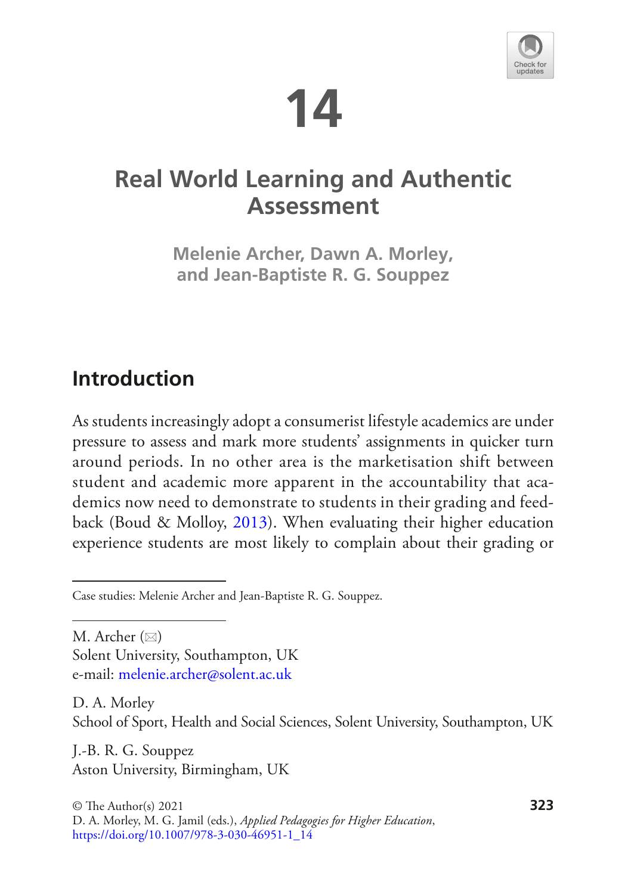# 14

# Real World Learning and Authentic Assessment

**Melenie Archer, Dawn A. Morley, and Jean-Baptiste R. G. Souppez**

## Introduction

As students increasingly adopt a consumerist lifestyle academics are under pressure to assess and mark more students' assignments in quicker turn around periods. In no other area is the marketisation shift between student and academic more apparent in the accountability that academics now need to demonstrate to students in their grading and feedback (Boud & Molloy, 2013). When evaluating their higher education experience students are most likely to complain about their grading or

---

Case studies: Melenie Archer and Jean-Baptiste R. G. Souppez.

---

M. Archer (✉)
Solent University, Southampton, UK
e-mail: melenie.archer@solent.ac.uk

D. A. Morley
School of Sport, Health and Social Sciences, Solent University, Southampton, UK

J.-B. R. G. Souppez
Aston University, Birmingham, UK

© The Author(s) 2021
D. A. Morley, M. G. Jamil (eds.), *Applied Pedagogies for Higher Education*,
https://doi.org/10.1007/978-3-030-46951-1_14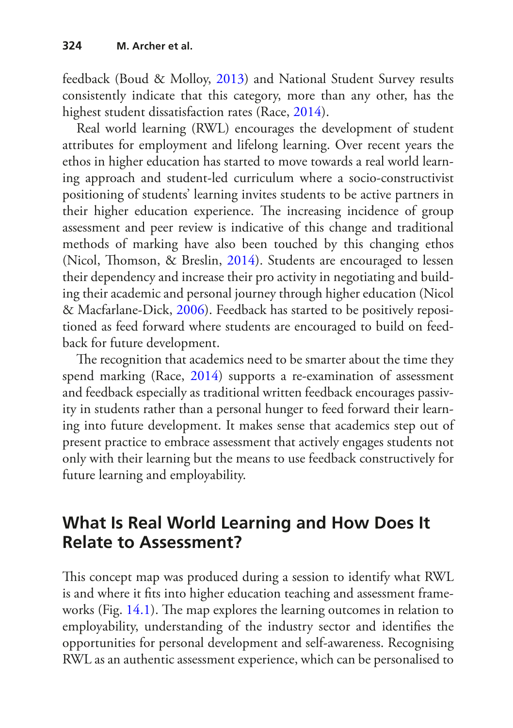feedback (Boud & Molloy, 2013) and National Student Survey results consistently indicate that this category, more than any other, has the highest student dissatisfaction rates (Race, 2014).

Real world learning (RWL) encourages the development of student attributes for employment and lifelong learning. Over recent years the ethos in higher education has started to move towards a real world learning approach and student-led curriculum where a socio-constructivist positioning of students' learning invites students to be active partners in their higher education experience. The increasing incidence of group assessment and peer review is indicative of this change and traditional methods of marking have also been touched by this changing ethos (Nicol, Thomson, & Breslin, 2014). Students are encouraged to lessen their dependency and increase their pro activity in negotiating and building their academic and personal journey through higher education (Nicol & Macfarlane-Dick, 2006). Feedback has started to be positively repositioned as feed forward where students are encouraged to build on feedback for future development.

The recognition that academics need to be smarter about the time they spend marking (Race, 2014) supports a re-examination of assessment and feedback especially as traditional written feedback encourages passivity in students rather than a personal hunger to feed forward their learning into future development. It makes sense that academics step out of present practice to embrace assessment that actively engages students not only with their learning but the means to use feedback constructively for future learning and employability.

## What Is Real World Learning and How Does It Relate to Assessment?

This concept map was produced during a session to identify what RWL is and where it fits into higher education teaching and assessment frameworks (Fig. 14.1). The map explores the learning outcomes in relation to employability, understanding of the industry sector and identifies the opportunities for personal development and self-awareness. Recognising RWL as an authentic assessment experience, which can be personalised to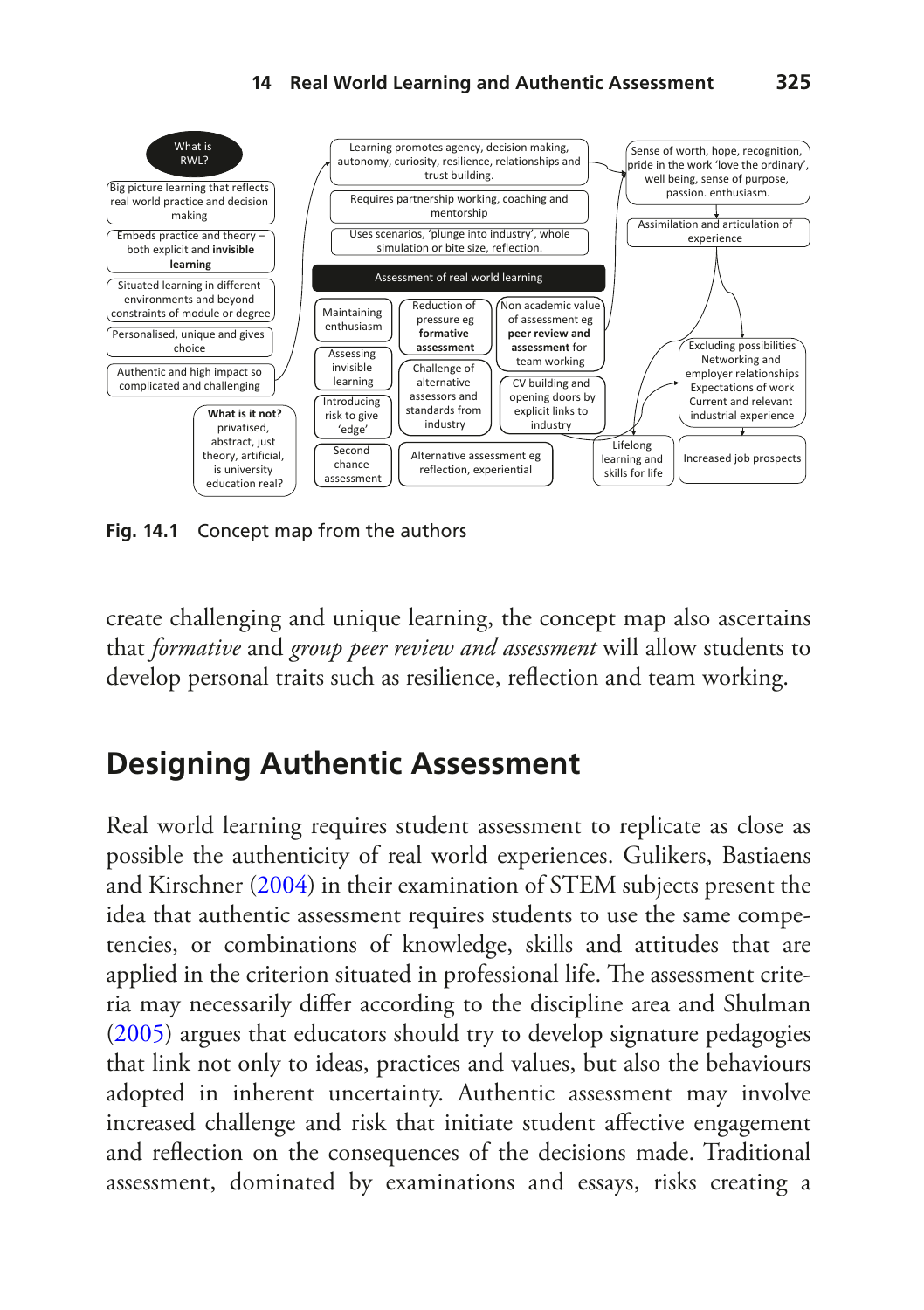What is RWL?

- Big picture learning that reflects real world practice and decision making
- Embeds practice and theory – both explicit and **invisible learning**
- Situated learning in different environments and beyond constraints of module or degree
- Personalised, unique and gives choice
- Authentic and high impact so complicated and challenging

**What is it not?** privatised, abstract, just theory, artificial, is university education real?

- Learning promotes agency, decision making, autonomy, curiosity, resilience, relationships and trust building.
- Requires partnership working, coaching and mentorship
- Uses scenarios, 'plunge into industry', whole simulation or bite size, reflection.

Assessment of real world learning

- Maintaining enthusiasm
- Assessing invisible learning
- Introducing risk to give 'edge'
- Second chance assessment
- Reduction of pressure eg **formative assessment**
- Challenge of alternative assessors and standards from industry
- Non academic value of assessment eg **peer review and assessment** for team working
- CV building and opening doors by explicit links to industry
- Alternative assessment eg reflection, experiential

- Sense of worth, hope, recognition, pride in the work 'love the ordinary', well being, sense of purpose, passion. enthusiasm.
- Assimilation and articulation of experience
- Excluding possibilities Networking and employer relationships Expectations of work Current and relevant industrial experience
- Lifelong learning and skills for life
- Increased job prospects

**Fig. 14.1** Concept map from the authors

create challenging and unique learning, the concept map also ascertains that *formative* and *group peer review and assessment* will allow students to develop personal traits such as resilience, reflection and team working.

## Designing Authentic Assessment

Real world learning requires student assessment to replicate as close as possible the authenticity of real world experiences. Gulikers, Bastiaens and Kirschner (2004) in their examination of STEM subjects present the idea that authentic assessment requires students to use the same competencies, or combinations of knowledge, skills and attitudes that are applied in the criterion situated in professional life. The assessment criteria may necessarily differ according to the discipline area and Shulman (2005) argues that educators should try to develop signature pedagogies that link not only to ideas, practices and values, but also the behaviours adopted in inherent uncertainty. Authentic assessment may involve increased challenge and risk that initiate student affective engagement and reflection on the consequences of the decisions made. Traditional assessment, dominated by examinations and essays, risks creating a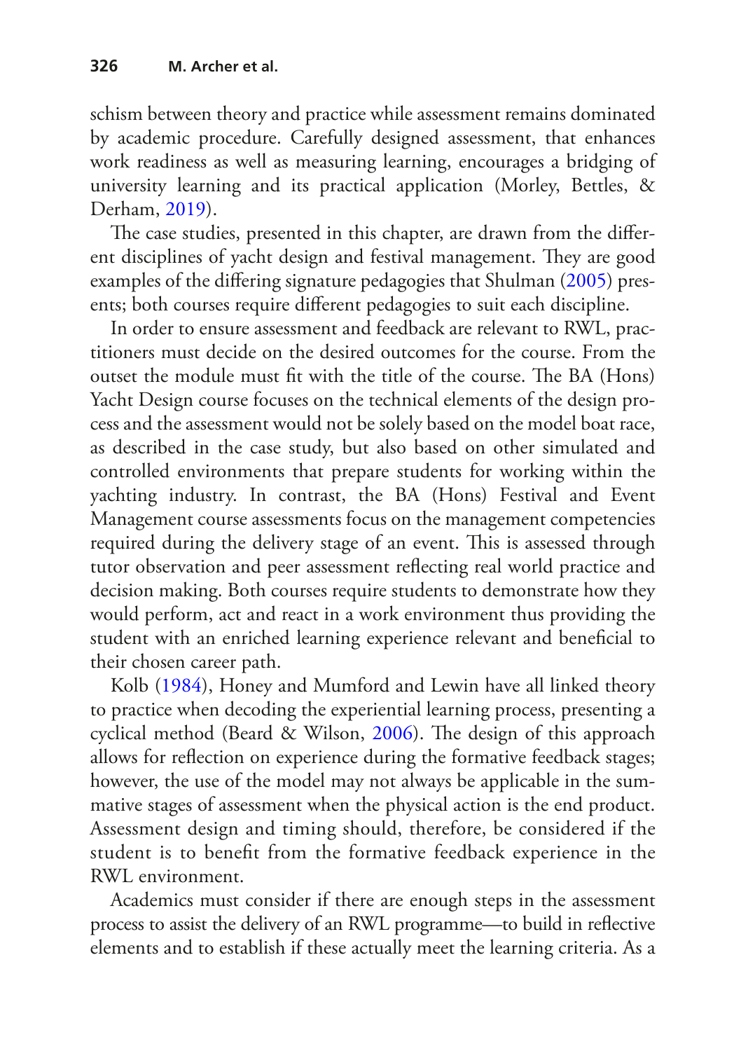schism between theory and practice while assessment remains dominated by academic procedure. Carefully designed assessment, that enhances work readiness as well as measuring learning, encourages a bridging of university learning and its practical application (Morley, Bettles, & Derham, 2019).

The case studies, presented in this chapter, are drawn from the different disciplines of yacht design and festival management. They are good examples of the differing signature pedagogies that Shulman (2005) presents; both courses require different pedagogies to suit each discipline.

In order to ensure assessment and feedback are relevant to RWL, practitioners must decide on the desired outcomes for the course. From the outset the module must fit with the title of the course. The BA (Hons) Yacht Design course focuses on the technical elements of the design process and the assessment would not be solely based on the model boat race, as described in the case study, but also based on other simulated and controlled environments that prepare students for working within the yachting industry. In contrast, the BA (Hons) Festival and Event Management course assessments focus on the management competencies required during the delivery stage of an event. This is assessed through tutor observation and peer assessment reflecting real world practice and decision making. Both courses require students to demonstrate how they would perform, act and react in a work environment thus providing the student with an enriched learning experience relevant and beneficial to their chosen career path.

Kolb (1984), Honey and Mumford and Lewin have all linked theory to practice when decoding the experiential learning process, presenting a cyclical method (Beard & Wilson, 2006). The design of this approach allows for reflection on experience during the formative feedback stages; however, the use of the model may not always be applicable in the summative stages of assessment when the physical action is the end product. Assessment design and timing should, therefore, be considered if the student is to benefit from the formative feedback experience in the RWL environment.

Academics must consider if there are enough steps in the assessment process to assist the delivery of an RWL programme—to build in reflective elements and to establish if these actually meet the learning criteria. As a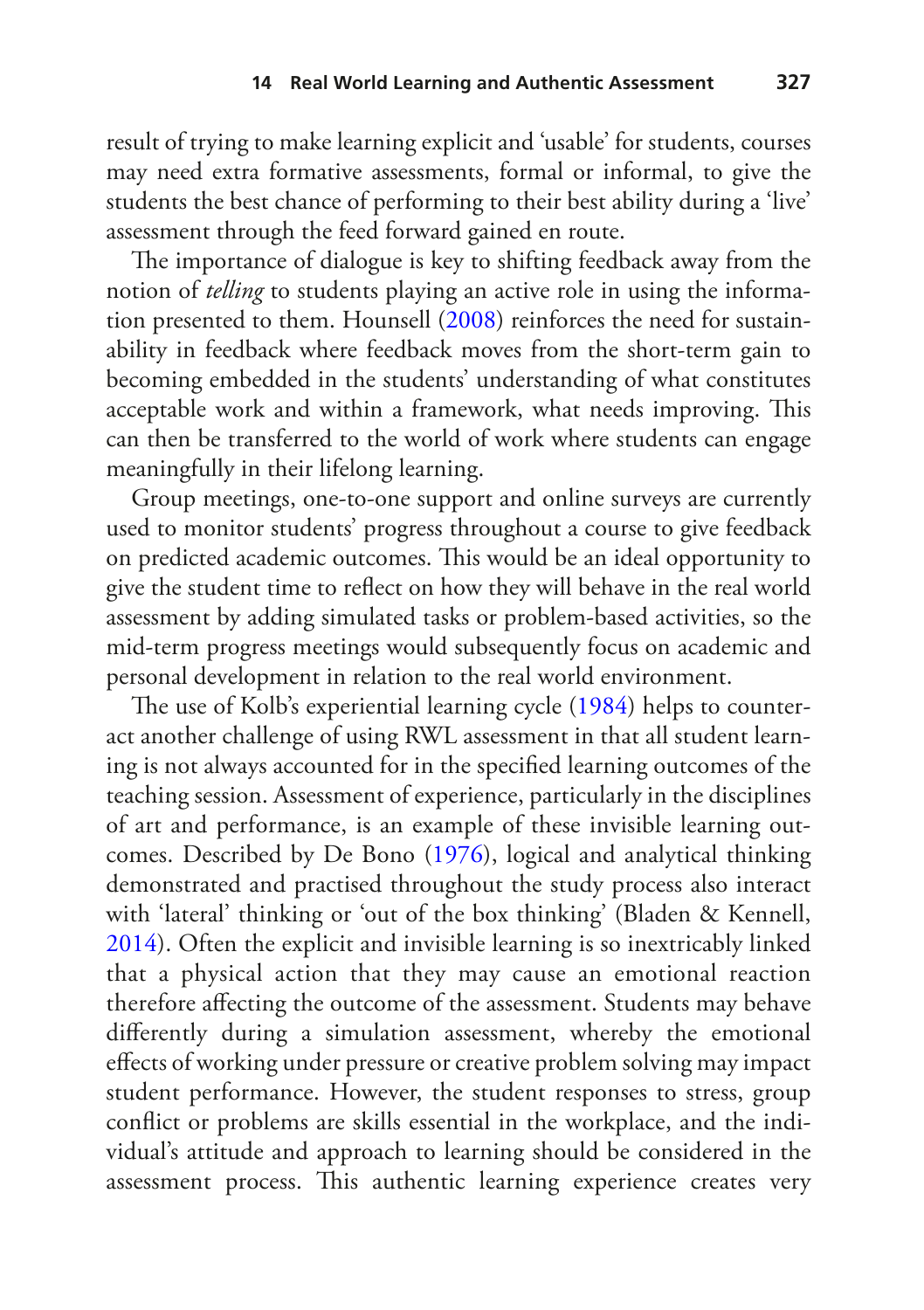result of trying to make learning explicit and 'usable' for students, courses may need extra formative assessments, formal or informal, to give the students the best chance of performing to their best ability during a 'live' assessment through the feed forward gained en route.

The importance of dialogue is key to shifting feedback away from the notion of *telling* to students playing an active role in using the information presented to them. Hounsell (2008) reinforces the need for sustainability in feedback where feedback moves from the short-term gain to becoming embedded in the students' understanding of what constitutes acceptable work and within a framework, what needs improving. This can then be transferred to the world of work where students can engage meaningfully in their lifelong learning.

Group meetings, one-to-one support and online surveys are currently used to monitor students' progress throughout a course to give feedback on predicted academic outcomes. This would be an ideal opportunity to give the student time to reflect on how they will behave in the real world assessment by adding simulated tasks or problem-based activities, so the mid-term progress meetings would subsequently focus on academic and personal development in relation to the real world environment.

The use of Kolb's experiential learning cycle (1984) helps to counteract another challenge of using RWL assessment in that all student learning is not always accounted for in the specified learning outcomes of the teaching session. Assessment of experience, particularly in the disciplines of art and performance, is an example of these invisible learning outcomes. Described by De Bono (1976), logical and analytical thinking demonstrated and practised throughout the study process also interact with 'lateral' thinking or 'out of the box thinking' (Bladen & Kennell, 2014). Often the explicit and invisible learning is so inextricably linked that a physical action that they may cause an emotional reaction therefore affecting the outcome of the assessment. Students may behave differently during a simulation assessment, whereby the emotional effects of working under pressure or creative problem solving may impact student performance. However, the student responses to stress, group conflict or problems are skills essential in the workplace, and the individual's attitude and approach to learning should be considered in the assessment process. This authentic learning experience creates very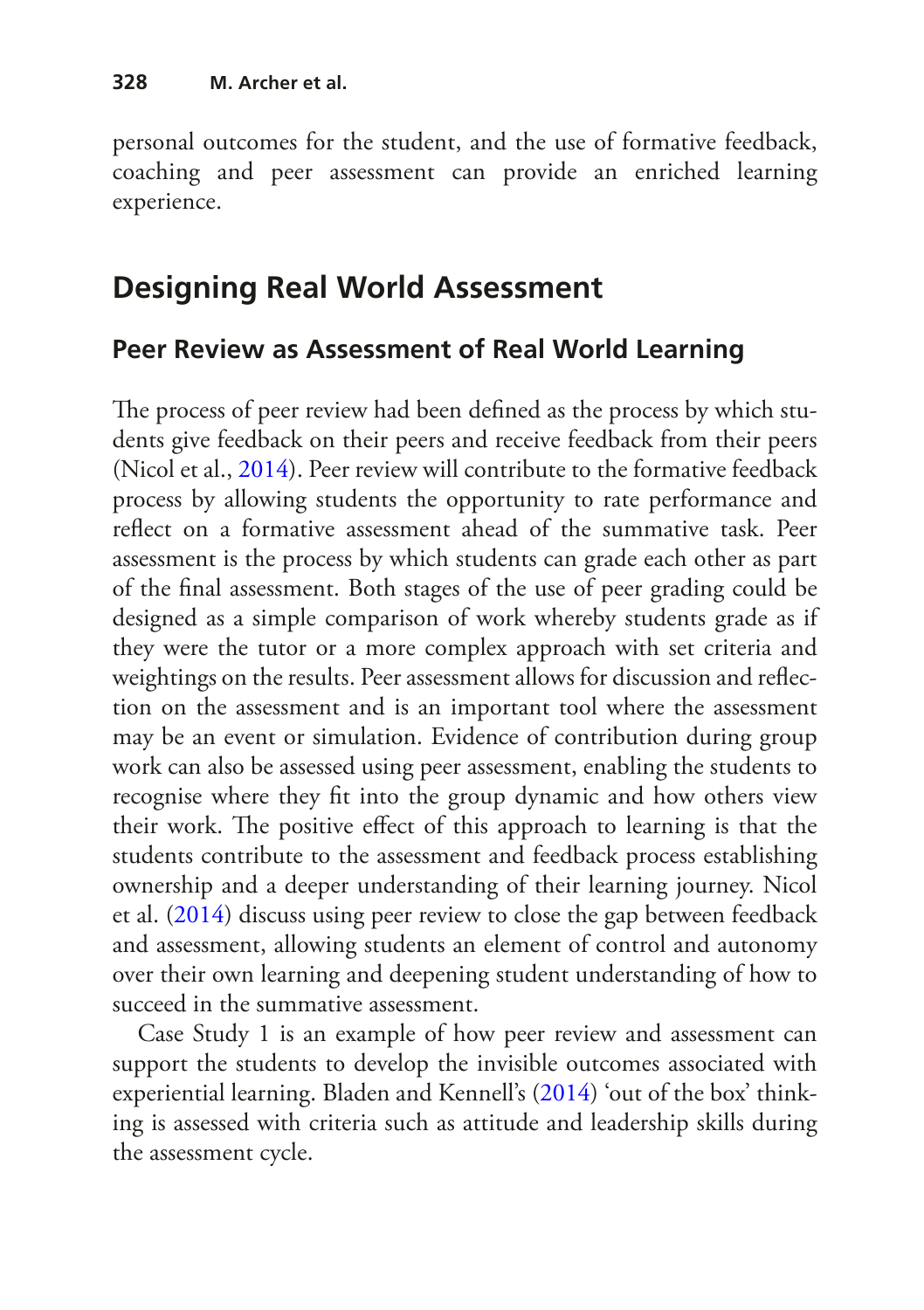personal outcomes for the student, and the use of formative feedback, coaching and peer assessment can provide an enriched learning experience.

## Designing Real World Assessment

### Peer Review as Assessment of Real World Learning

The process of peer review had been defined as the process by which students give feedback on their peers and receive feedback from their peers (Nicol et al., 2014). Peer review will contribute to the formative feedback process by allowing students the opportunity to rate performance and reflect on a formative assessment ahead of the summative task. Peer assessment is the process by which students can grade each other as part of the final assessment. Both stages of the use of peer grading could be designed as a simple comparison of work whereby students grade as if they were the tutor or a more complex approach with set criteria and weightings on the results. Peer assessment allows for discussion and reflection on the assessment and is an important tool where the assessment may be an event or simulation. Evidence of contribution during group work can also be assessed using peer assessment, enabling the students to recognise where they fit into the group dynamic and how others view their work. The positive effect of this approach to learning is that the students contribute to the assessment and feedback process establishing ownership and a deeper understanding of their learning journey. Nicol et al. (2014) discuss using peer review to close the gap between feedback and assessment, allowing students an element of control and autonomy over their own learning and deepening student understanding of how to succeed in the summative assessment.

Case Study 1 is an example of how peer review and assessment can support the students to develop the invisible outcomes associated with experiential learning. Bladen and Kennell's (2014) 'out of the box' thinking is assessed with criteria such as attitude and leadership skills during the assessment cycle.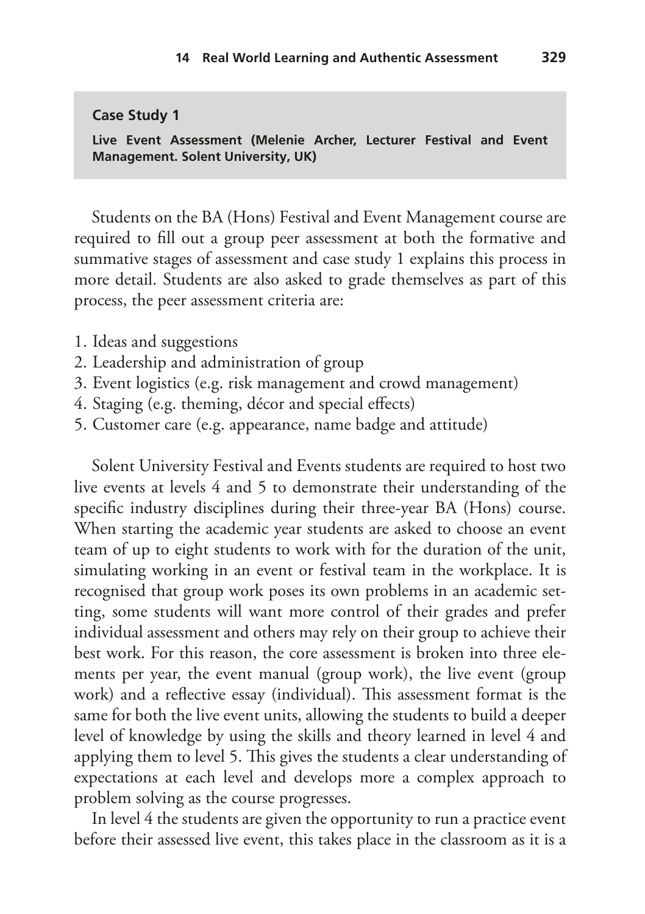**Case Study 1**

**Live Event Assessment (Melenie Archer, Lecturer Festival and Event Management. Solent University, UK)**

Students on the BA (Hons) Festival and Event Management course are required to fill out a group peer assessment at both the formative and summative stages of assessment and case study 1 explains this process in more detail. Students are also asked to grade themselves as part of this process, the peer assessment criteria are:

1. Ideas and suggestions
2. Leadership and administration of group
3. Event logistics (e.g. risk management and crowd management)
4. Staging (e.g. theming, décor and special effects)
5. Customer care (e.g. appearance, name badge and attitude)

Solent University Festival and Events students are required to host two live events at levels 4 and 5 to demonstrate their understanding of the specific industry disciplines during their three-year BA (Hons) course. When starting the academic year students are asked to choose an event team of up to eight students to work with for the duration of the unit, simulating working in an event or festival team in the workplace. It is recognised that group work poses its own problems in an academic setting, some students will want more control of their grades and prefer individual assessment and others may rely on their group to achieve their best work. For this reason, the core assessment is broken into three elements per year, the event manual (group work), the live event (group work) and a reflective essay (individual). This assessment format is the same for both the live event units, allowing the students to build a deeper level of knowledge by using the skills and theory learned in level 4 and applying them to level 5. This gives the students a clear understanding of expectations at each level and develops more a complex approach to problem solving as the course progresses.

In level 4 the students are given the opportunity to run a practice event before their assessed live event, this takes place in the classroom as it is a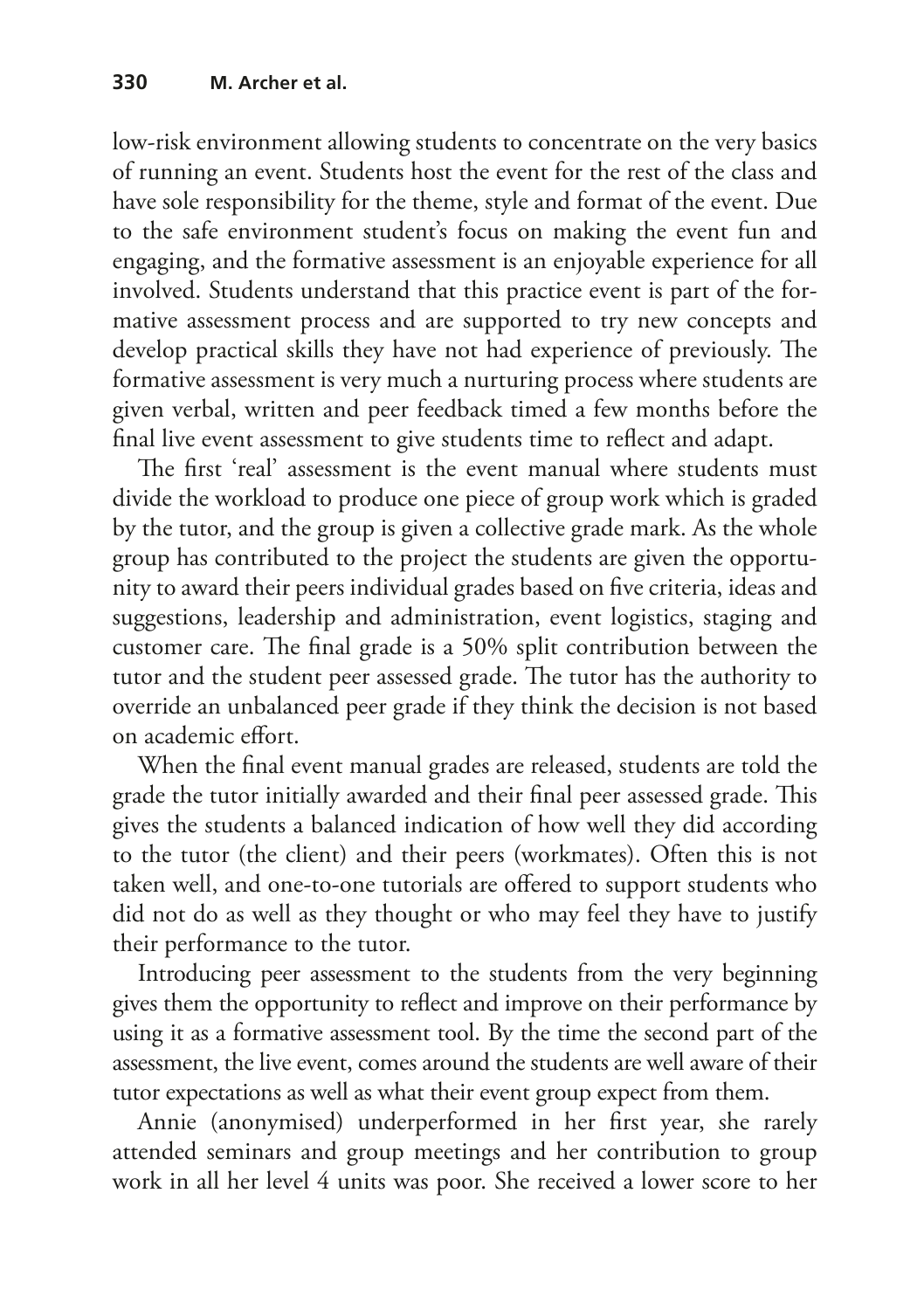low-risk environment allowing students to concentrate on the very basics of running an event. Students host the event for the rest of the class and have sole responsibility for the theme, style and format of the event. Due to the safe environment student's focus on making the event fun and engaging, and the formative assessment is an enjoyable experience for all involved. Students understand that this practice event is part of the formative assessment process and are supported to try new concepts and develop practical skills they have not had experience of previously. The formative assessment is very much a nurturing process where students are given verbal, written and peer feedback timed a few months before the final live event assessment to give students time to reflect and adapt.

The first 'real' assessment is the event manual where students must divide the workload to produce one piece of group work which is graded by the tutor, and the group is given a collective grade mark. As the whole group has contributed to the project the students are given the opportunity to award their peers individual grades based on five criteria, ideas and suggestions, leadership and administration, event logistics, staging and customer care. The final grade is a 50% split contribution between the tutor and the student peer assessed grade. The tutor has the authority to override an unbalanced peer grade if they think the decision is not based on academic effort.

When the final event manual grades are released, students are told the grade the tutor initially awarded and their final peer assessed grade. This gives the students a balanced indication of how well they did according to the tutor (the client) and their peers (workmates). Often this is not taken well, and one-to-one tutorials are offered to support students who did not do as well as they thought or who may feel they have to justify their performance to the tutor.

Introducing peer assessment to the students from the very beginning gives them the opportunity to reflect and improve on their performance by using it as a formative assessment tool. By the time the second part of the assessment, the live event, comes around the students are well aware of their tutor expectations as well as what their event group expect from them.

Annie (anonymised) underperformed in her first year, she rarely attended seminars and group meetings and her contribution to group work in all her level 4 units was poor. She received a lower score to her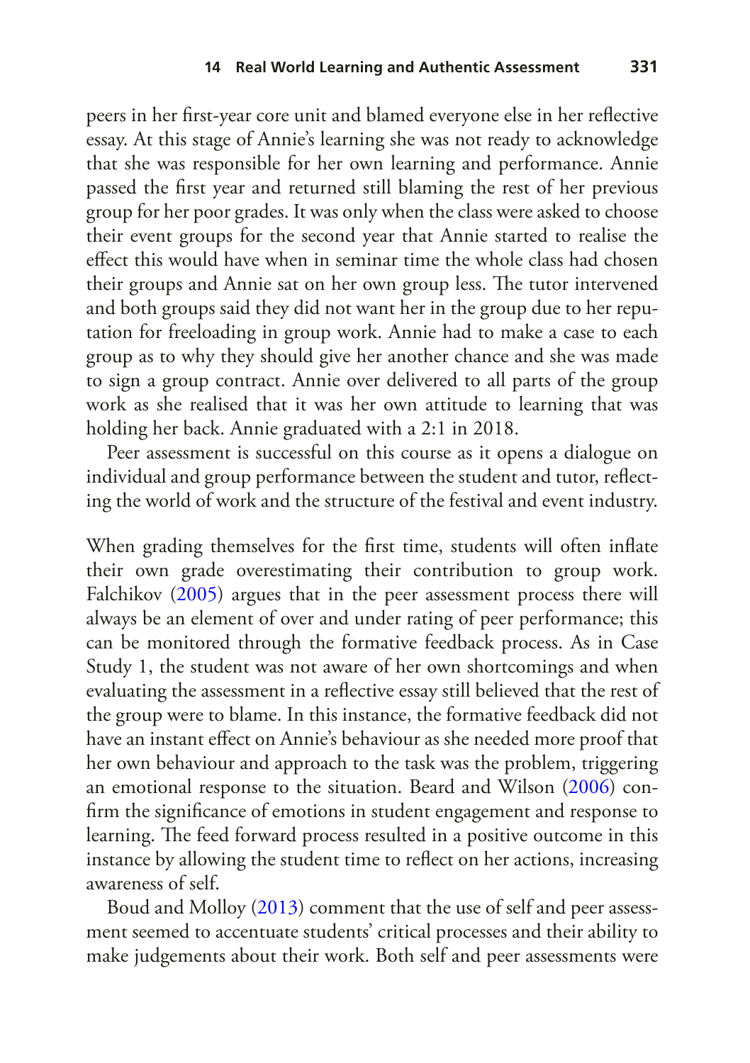peers in her first-year core unit and blamed everyone else in her reflective essay. At this stage of Annie's learning she was not ready to acknowledge that she was responsible for her own learning and performance. Annie passed the first year and returned still blaming the rest of her previous group for her poor grades. It was only when the class were asked to choose their event groups for the second year that Annie started to realise the effect this would have when in seminar time the whole class had chosen their groups and Annie sat on her own group less. The tutor intervened and both groups said they did not want her in the group due to her reputation for freeloading in group work. Annie had to make a case to each group as to why they should give her another chance and she was made to sign a group contract. Annie over delivered to all parts of the group work as she realised that it was her own attitude to learning that was holding her back. Annie graduated with a 2:1 in 2018.

Peer assessment is successful on this course as it opens a dialogue on individual and group performance between the student and tutor, reflecting the world of work and the structure of the festival and event industry.

When grading themselves for the first time, students will often inflate their own grade overestimating their contribution to group work. Falchikov (2005) argues that in the peer assessment process there will always be an element of over and under rating of peer performance; this can be monitored through the formative feedback process. As in Case Study 1, the student was not aware of her own shortcomings and when evaluating the assessment in a reflective essay still believed that the rest of the group were to blame. In this instance, the formative feedback did not have an instant effect on Annie's behaviour as she needed more proof that her own behaviour and approach to the task was the problem, triggering an emotional response to the situation. Beard and Wilson (2006) confirm the significance of emotions in student engagement and response to learning. The feed forward process resulted in a positive outcome in this instance by allowing the student time to reflect on her actions, increasing awareness of self.

Boud and Molloy (2013) comment that the use of self and peer assessment seemed to accentuate students' critical processes and their ability to make judgements about their work. Both self and peer assessments were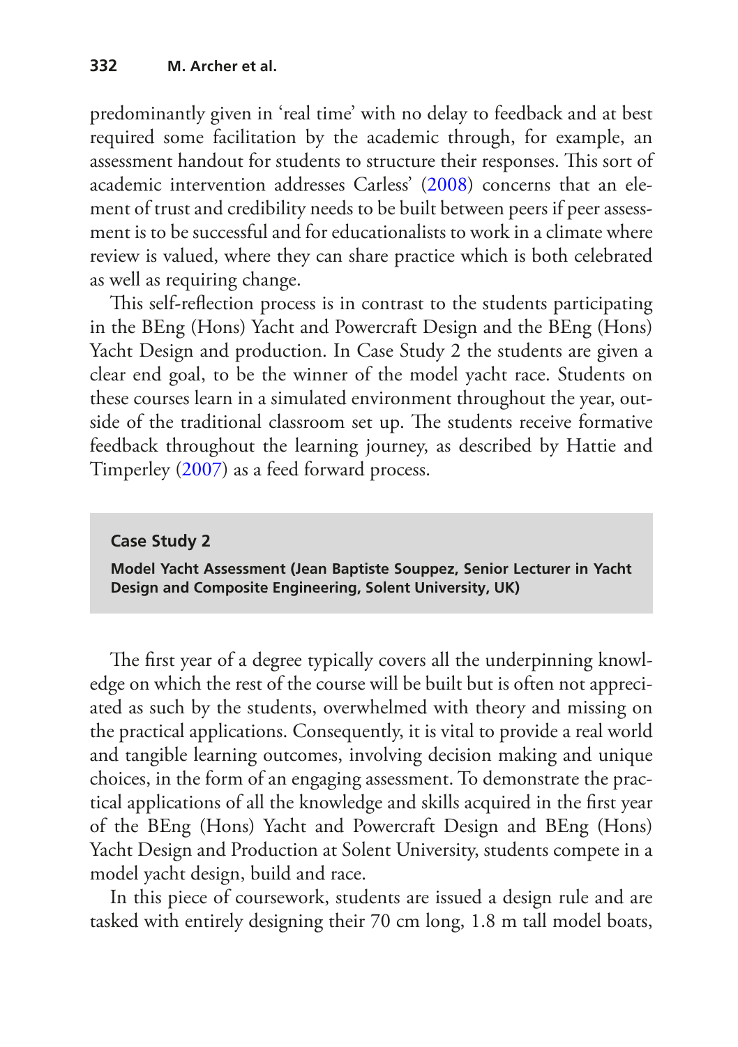predominantly given in 'real time' with no delay to feedback and at best required some facilitation by the academic through, for example, an assessment handout for students to structure their responses. This sort of academic intervention addresses Carless' (2008) concerns that an element of trust and credibility needs to be built between peers if peer assessment is to be successful and for educationalists to work in a climate where review is valued, where they can share practice which is both celebrated as well as requiring change.

This self-reflection process is in contrast to the students participating in the BEng (Hons) Yacht and Powercraft Design and the BEng (Hons) Yacht Design and production. In Case Study 2 the students are given a clear end goal, to be the winner of the model yacht race. Students on these courses learn in a simulated environment throughout the year, outside of the traditional classroom set up. The students receive formative feedback throughout the learning journey, as described by Hattie and Timperley (2007) as a feed forward process.

### Case Study 2

**Model Yacht Assessment (Jean Baptiste Souppez, Senior Lecturer in Yacht Design and Composite Engineering, Solent University, UK)**

The first year of a degree typically covers all the underpinning knowledge on which the rest of the course will be built but is often not appreciated as such by the students, overwhelmed with theory and missing on the practical applications. Consequently, it is vital to provide a real world and tangible learning outcomes, involving decision making and unique choices, in the form of an engaging assessment. To demonstrate the practical applications of all the knowledge and skills acquired in the first year of the BEng (Hons) Yacht and Powercraft Design and BEng (Hons) Yacht Design and Production at Solent University, students compete in a model yacht design, build and race.

In this piece of coursework, students are issued a design rule and are tasked with entirely designing their 70 cm long, 1.8 m tall model boats,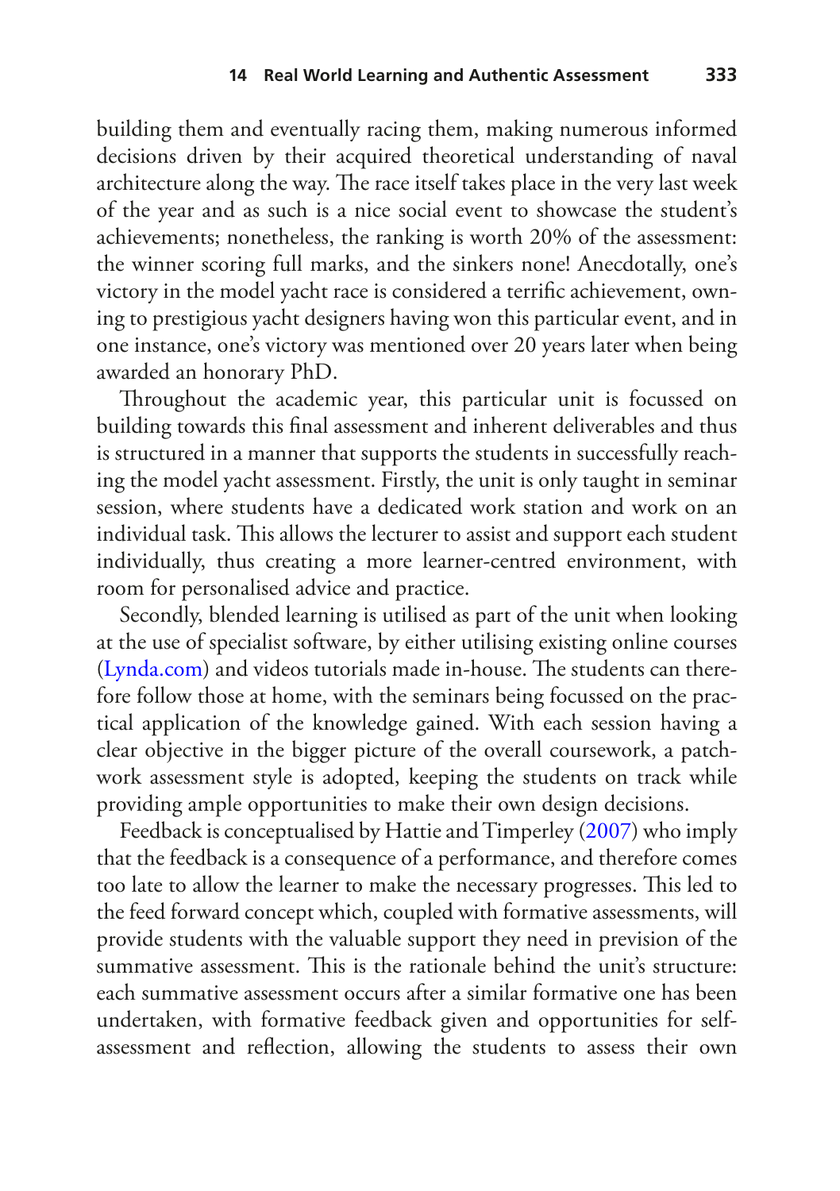building them and eventually racing them, making numerous informed decisions driven by their acquired theoretical understanding of naval architecture along the way. The race itself takes place in the very last week of the year and as such is a nice social event to showcase the student's achievements; nonetheless, the ranking is worth 20% of the assessment: the winner scoring full marks, and the sinkers none! Anecdotally, one's victory in the model yacht race is considered a terrific achievement, owning to prestigious yacht designers having won this particular event, and in one instance, one's victory was mentioned over 20 years later when being awarded an honorary PhD.

Throughout the academic year, this particular unit is focussed on building towards this final assessment and inherent deliverables and thus is structured in a manner that supports the students in successfully reaching the model yacht assessment. Firstly, the unit is only taught in seminar session, where students have a dedicated work station and work on an individual task. This allows the lecturer to assist and support each student individually, thus creating a more learner-centred environment, with room for personalised advice and practice.

Secondly, blended learning is utilised as part of the unit when looking at the use of specialist software, by either utilising existing online courses (Lynda.com) and videos tutorials made in-house. The students can therefore follow those at home, with the seminars being focussed on the practical application of the knowledge gained. With each session having a clear objective in the bigger picture of the overall coursework, a patchwork assessment style is adopted, keeping the students on track while providing ample opportunities to make their own design decisions.

Feedback is conceptualised by Hattie and Timperley (2007) who imply that the feedback is a consequence of a performance, and therefore comes too late to allow the learner to make the necessary progresses. This led to the feed forward concept which, coupled with formative assessments, will provide students with the valuable support they need in prevision of the summative assessment. This is the rationale behind the unit's structure: each summative assessment occurs after a similar formative one has been undertaken, with formative feedback given and opportunities for self-assessment and reflection, allowing the students to assess their own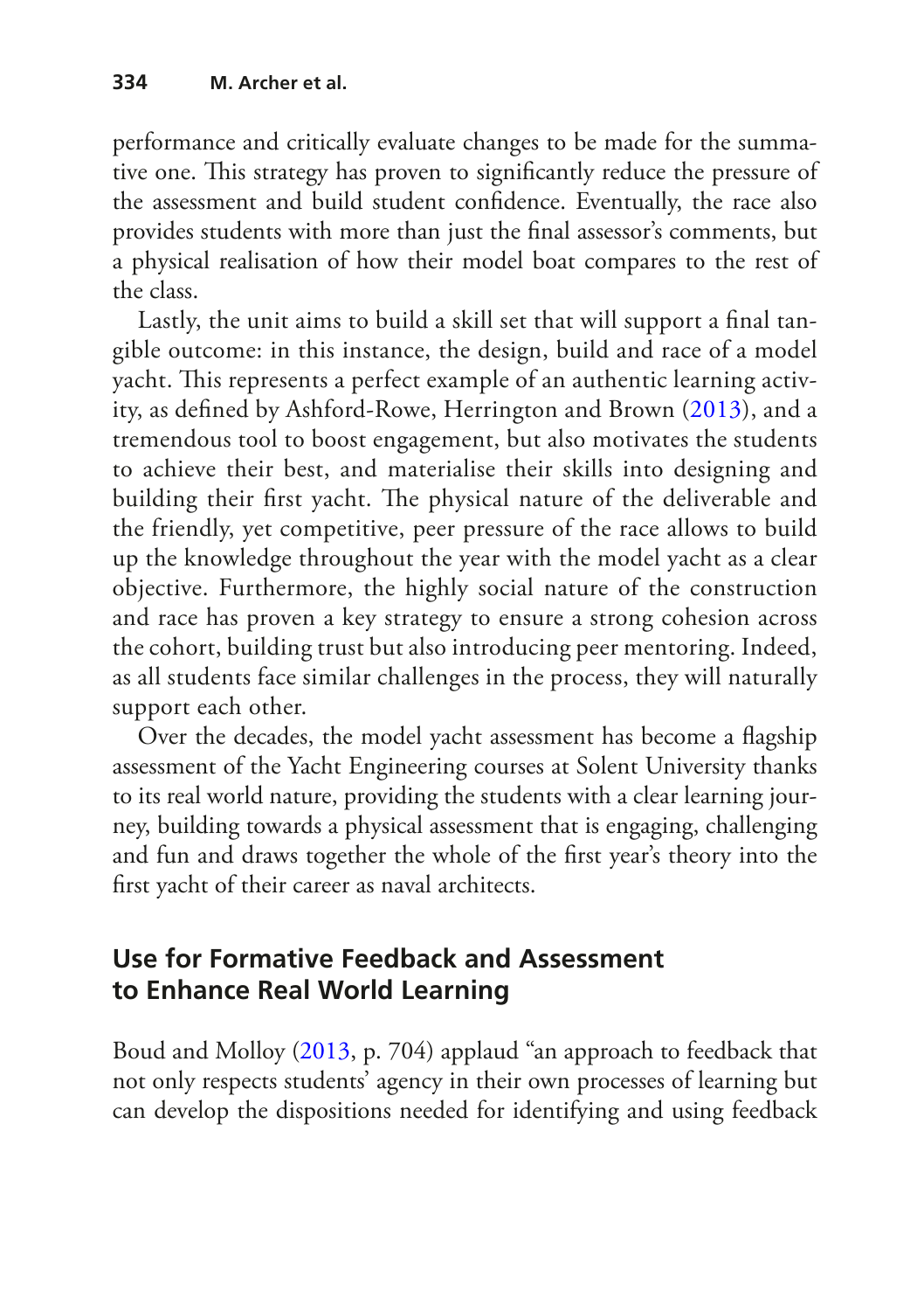performance and critically evaluate changes to be made for the summative one. This strategy has proven to significantly reduce the pressure of the assessment and build student confidence. Eventually, the race also provides students with more than just the final assessor's comments, but a physical realisation of how their model boat compares to the rest of the class.

Lastly, the unit aims to build a skill set that will support a final tangible outcome: in this instance, the design, build and race of a model yacht. This represents a perfect example of an authentic learning activity, as defined by Ashford-Rowe, Herrington and Brown (2013), and a tremendous tool to boost engagement, but also motivates the students to achieve their best, and materialise their skills into designing and building their first yacht. The physical nature of the deliverable and the friendly, yet competitive, peer pressure of the race allows to build up the knowledge throughout the year with the model yacht as a clear objective. Furthermore, the highly social nature of the construction and race has proven a key strategy to ensure a strong cohesion across the cohort, building trust but also introducing peer mentoring. Indeed, as all students face similar challenges in the process, they will naturally support each other.

Over the decades, the model yacht assessment has become a flagship assessment of the Yacht Engineering courses at Solent University thanks to its real world nature, providing the students with a clear learning journey, building towards a physical assessment that is engaging, challenging and fun and draws together the whole of the first year's theory into the first yacht of their career as naval architects.

## Use for Formative Feedback and Assessment to Enhance Real World Learning

Boud and Molloy (2013, p. 704) applaud "an approach to feedback that not only respects students' agency in their own processes of learning but can develop the dispositions needed for identifying and using feedback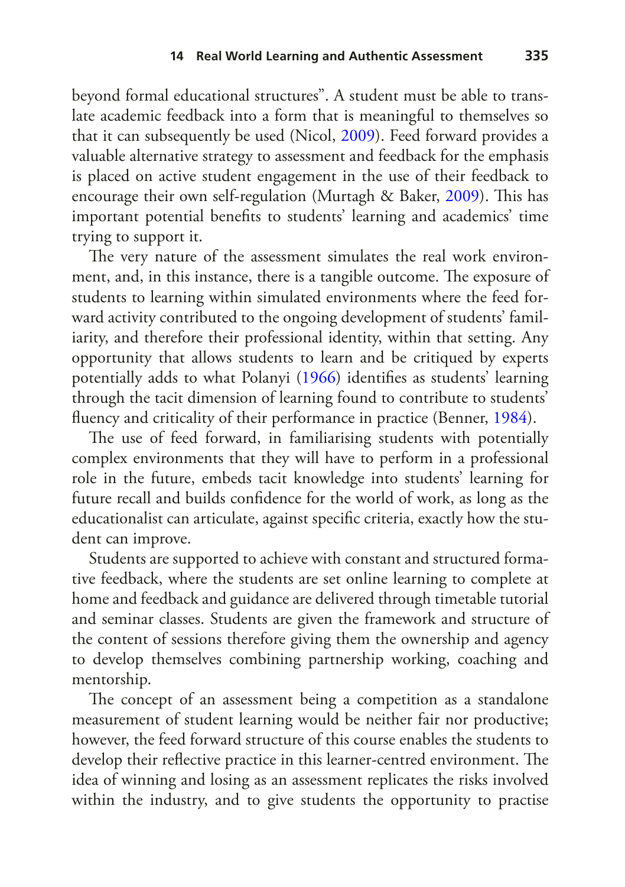beyond formal educational structures". A student must be able to translate academic feedback into a form that is meaningful to themselves so that it can subsequently be used (Nicol, 2009). Feed forward provides a valuable alternative strategy to assessment and feedback for the emphasis is placed on active student engagement in the use of their feedback to encourage their own self-regulation (Murtagh & Baker, 2009). This has important potential benefits to students' learning and academics' time trying to support it.

The very nature of the assessment simulates the real work environment, and, in this instance, there is a tangible outcome. The exposure of students to learning within simulated environments where the feed forward activity contributed to the ongoing development of students' familiarity, and therefore their professional identity, within that setting. Any opportunity that allows students to learn and be critiqued by experts potentially adds to what Polanyi (1966) identifies as students' learning through the tacit dimension of learning found to contribute to students' fluency and criticality of their performance in practice (Benner, 1984).

The use of feed forward, in familiarising students with potentially complex environments that they will have to perform in a professional role in the future, embeds tacit knowledge into students' learning for future recall and builds confidence for the world of work, as long as the educationalist can articulate, against specific criteria, exactly how the student can improve.

Students are supported to achieve with constant and structured formative feedback, where the students are set online learning to complete at home and feedback and guidance are delivered through timetable tutorial and seminar classes. Students are given the framework and structure of the content of sessions therefore giving them the ownership and agency to develop themselves combining partnership working, coaching and mentorship.

The concept of an assessment being a competition as a standalone measurement of student learning would be neither fair nor productive; however, the feed forward structure of this course enables the students to develop their reflective practice in this learner-centred environment. The idea of winning and losing as an assessment replicates the risks involved within the industry, and to give students the opportunity to practise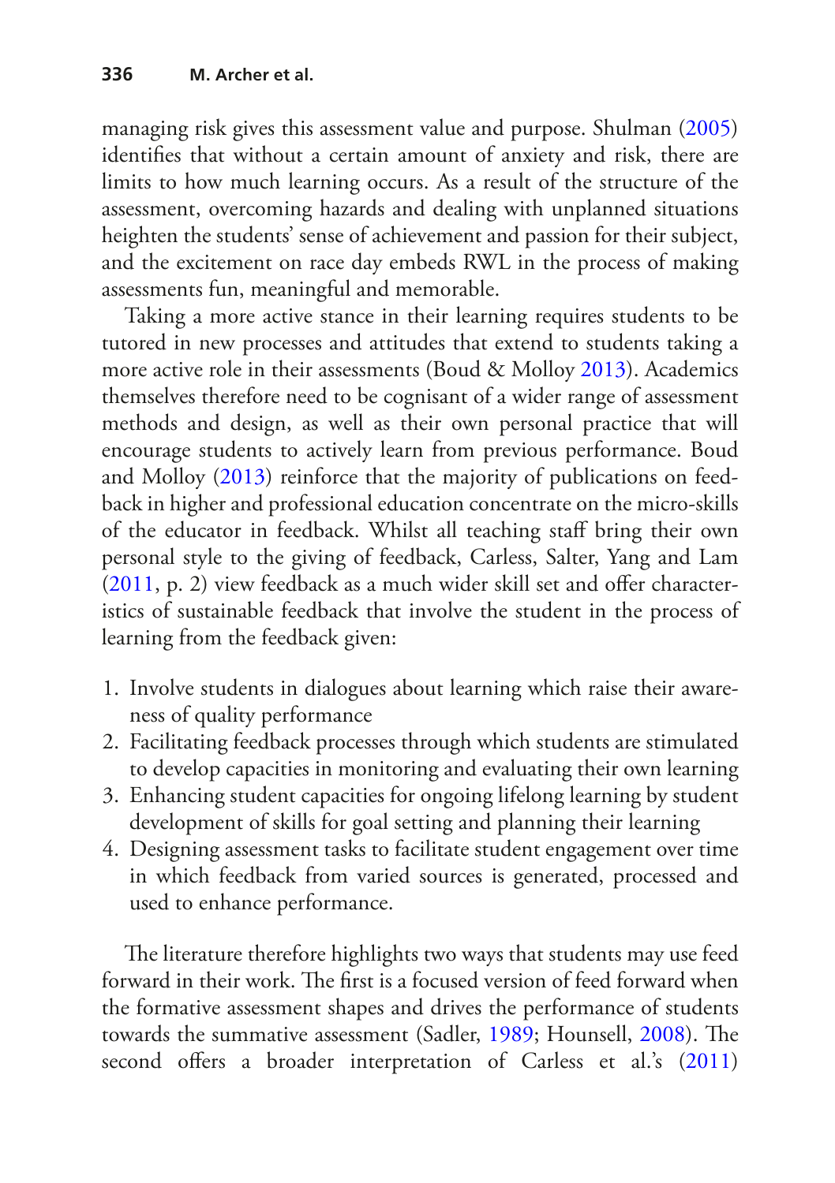managing risk gives this assessment value and purpose. Shulman (2005) identifies that without a certain amount of anxiety and risk, there are limits to how much learning occurs. As a result of the structure of the assessment, overcoming hazards and dealing with unplanned situations heighten the students' sense of achievement and passion for their subject, and the excitement on race day embeds RWL in the process of making assessments fun, meaningful and memorable.

Taking a more active stance in their learning requires students to be tutored in new processes and attitudes that extend to students taking a more active role in their assessments (Boud & Molloy 2013). Academics themselves therefore need to be cognisant of a wider range of assessment methods and design, as well as their own personal practice that will encourage students to actively learn from previous performance. Boud and Molloy (2013) reinforce that the majority of publications on feedback in higher and professional education concentrate on the micro-skills of the educator in feedback. Whilst all teaching staff bring their own personal style to the giving of feedback, Carless, Salter, Yang and Lam (2011, p. 2) view feedback as a much wider skill set and offer characteristics of sustainable feedback that involve the student in the process of learning from the feedback given:

1. Involve students in dialogues about learning which raise their awareness of quality performance
2. Facilitating feedback processes through which students are stimulated to develop capacities in monitoring and evaluating their own learning
3. Enhancing student capacities for ongoing lifelong learning by student development of skills for goal setting and planning their learning
4. Designing assessment tasks to facilitate student engagement over time in which feedback from varied sources is generated, processed and used to enhance performance.

The literature therefore highlights two ways that students may use feed forward in their work. The first is a focused version of feed forward when the formative assessment shapes and drives the performance of students towards the summative assessment (Sadler, 1989; Hounsell, 2008). The second offers a broader interpretation of Carless et al.'s (2011)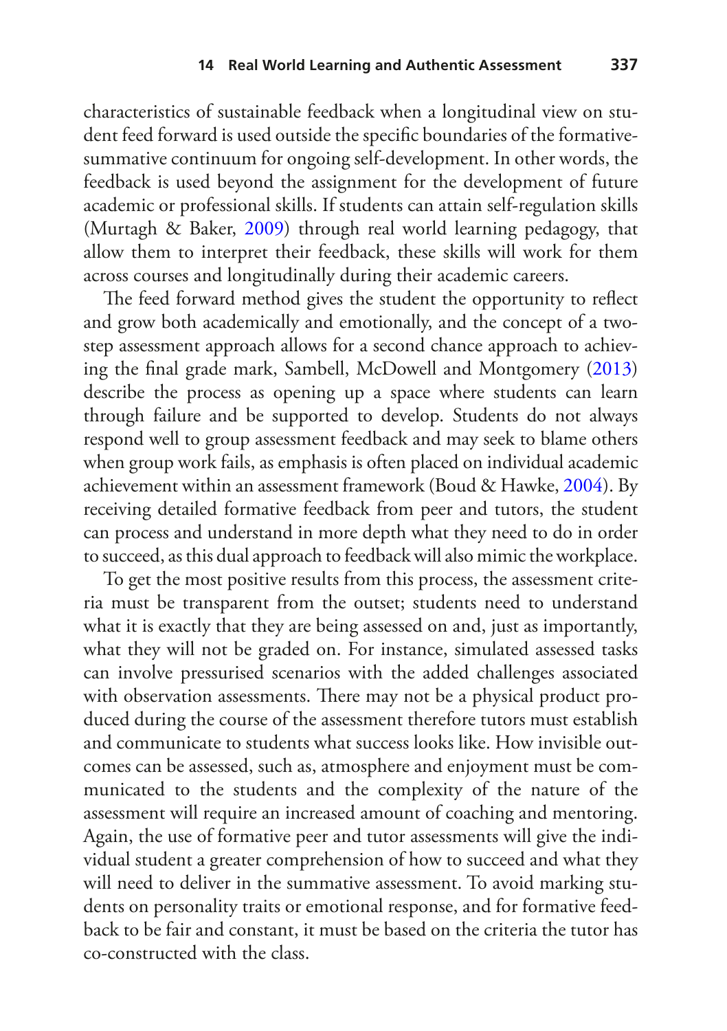characteristics of sustainable feedback when a longitudinal view on student feed forward is used outside the specific boundaries of the formative-summative continuum for ongoing self-development. In other words, the feedback is used beyond the assignment for the development of future academic or professional skills. If students can attain self-regulation skills (Murtagh & Baker, 2009) through real world learning pedagogy, that allow them to interpret their feedback, these skills will work for them across courses and longitudinally during their academic careers.

The feed forward method gives the student the opportunity to reflect and grow both academically and emotionally, and the concept of a two-step assessment approach allows for a second chance approach to achieving the final grade mark, Sambell, McDowell and Montgomery (2013) describe the process as opening up a space where students can learn through failure and be supported to develop. Students do not always respond well to group assessment feedback and may seek to blame others when group work fails, as emphasis is often placed on individual academic achievement within an assessment framework (Boud & Hawke, 2004). By receiving detailed formative feedback from peer and tutors, the student can process and understand in more depth what they need to do in order to succeed, as this dual approach to feedback will also mimic the workplace.

To get the most positive results from this process, the assessment criteria must be transparent from the outset; students need to understand what it is exactly that they are being assessed on and, just as importantly, what they will not be graded on. For instance, simulated assessed tasks can involve pressurised scenarios with the added challenges associated with observation assessments. There may not be a physical product produced during the course of the assessment therefore tutors must establish and communicate to students what success looks like. How invisible outcomes can be assessed, such as, atmosphere and enjoyment must be communicated to the students and the complexity of the nature of the assessment will require an increased amount of coaching and mentoring. Again, the use of formative peer and tutor assessments will give the individual student a greater comprehension of how to succeed and what they will need to deliver in the summative assessment. To avoid marking students on personality traits or emotional response, and for formative feedback to be fair and constant, it must be based on the criteria the tutor has co-constructed with the class.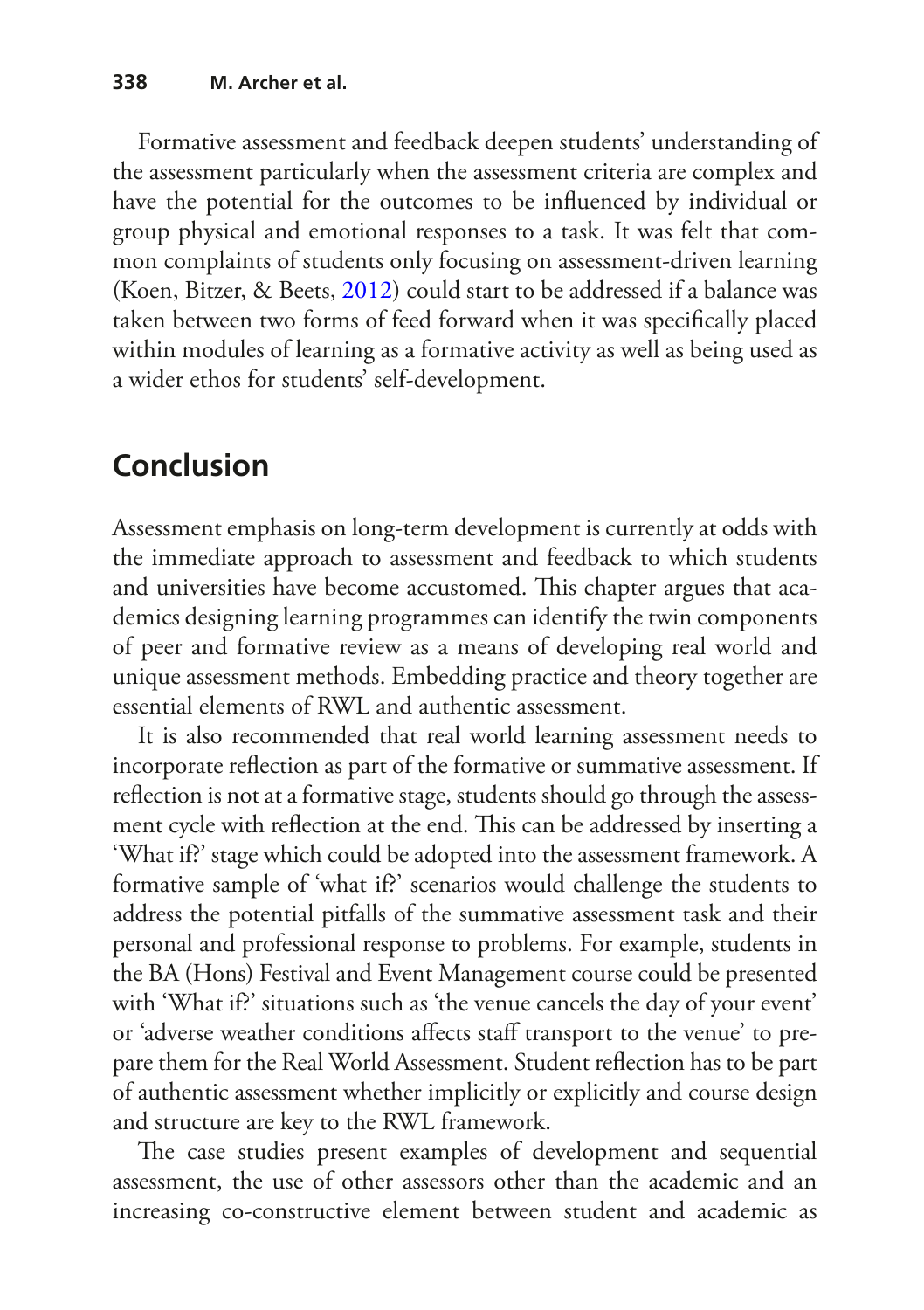Formative assessment and feedback deepen students' understanding of the assessment particularly when the assessment criteria are complex and have the potential for the outcomes to be influenced by individual or group physical and emotional responses to a task. It was felt that common complaints of students only focusing on assessment-driven learning (Koen, Bitzer, & Beets, 2012) could start to be addressed if a balance was taken between two forms of feed forward when it was specifically placed within modules of learning as a formative activity as well as being used as a wider ethos for students' self-development.

## Conclusion

Assessment emphasis on long-term development is currently at odds with the immediate approach to assessment and feedback to which students and universities have become accustomed. This chapter argues that academics designing learning programmes can identify the twin components of peer and formative review as a means of developing real world and unique assessment methods. Embedding practice and theory together are essential elements of RWL and authentic assessment.

It is also recommended that real world learning assessment needs to incorporate reflection as part of the formative or summative assessment. If reflection is not at a formative stage, students should go through the assessment cycle with reflection at the end. This can be addressed by inserting a 'What if?' stage which could be adopted into the assessment framework. A formative sample of 'what if?' scenarios would challenge the students to address the potential pitfalls of the summative assessment task and their personal and professional response to problems. For example, students in the BA (Hons) Festival and Event Management course could be presented with 'What if?' situations such as 'the venue cancels the day of your event' or 'adverse weather conditions affects staff transport to the venue' to prepare them for the Real World Assessment. Student reflection has to be part of authentic assessment whether implicitly or explicitly and course design and structure are key to the RWL framework.

The case studies present examples of development and sequential assessment, the use of other assessors other than the academic and an increasing co-constructive element between student and academic as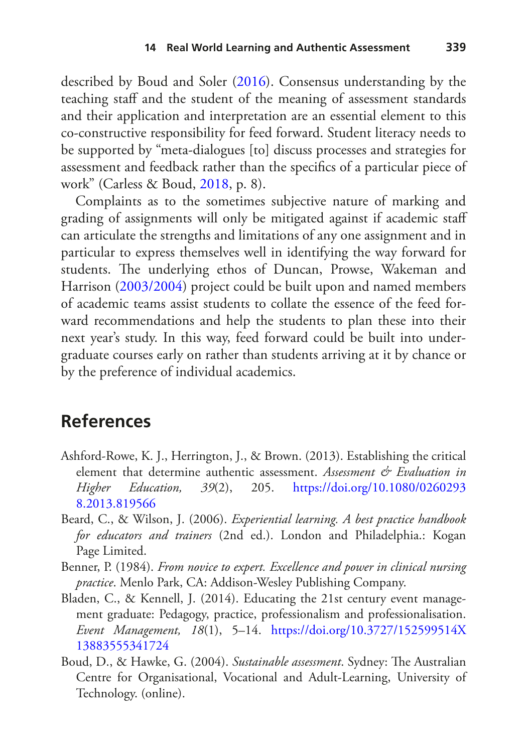described by Boud and Soler (2016). Consensus understanding by the teaching staff and the student of the meaning of assessment standards and their application and interpretation are an essential element to this co-constructive responsibility for feed forward. Student literacy needs to be supported by "meta-dialogues [to] discuss processes and strategies for assessment and feedback rather than the specifics of a particular piece of work" (Carless & Boud, 2018, p. 8).

Complaints as to the sometimes subjective nature of marking and grading of assignments will only be mitigated against if academic staff can articulate the strengths and limitations of any one assignment and in particular to express themselves well in identifying the way forward for students. The underlying ethos of Duncan, Prowse, Wakeman and Harrison (2003/2004) project could be built upon and named members of academic teams assist students to collate the essence of the feed forward recommendations and help the students to plan these into their next year's study. In this way, feed forward could be built into undergraduate courses early on rather than students arriving at it by chance or by the preference of individual academics.

## References

Ashford-Rowe, K. J., Herrington, J., & Brown. (2013). Establishing the critical element that determine authentic assessment. *Assessment & Evaluation in Higher Education, 39*(2), 205. https://doi.org/10.1080/02602938.2013.819566

Beard, C., & Wilson, J. (2006). *Experiential learning. A best practice handbook for educators and trainers* (2nd ed.). London and Philadelphia.: Kogan Page Limited.

Benner, P. (1984). *From novice to expert. Excellence and power in clinical nursing practice*. Menlo Park, CA: Addison-Wesley Publishing Company.

Bladen, C., & Kennell, J. (2014). Educating the 21st century event management graduate: Pedagogy, practice, professionalism and professionalisation. *Event Management, 18*(1), 5–14. https://doi.org/10.3727/152599514X13883555341724

Boud, D., & Hawke, G. (2004). *Sustainable assessment*. Sydney: The Australian Centre for Organisational, Vocational and Adult-Learning, University of Technology. (online).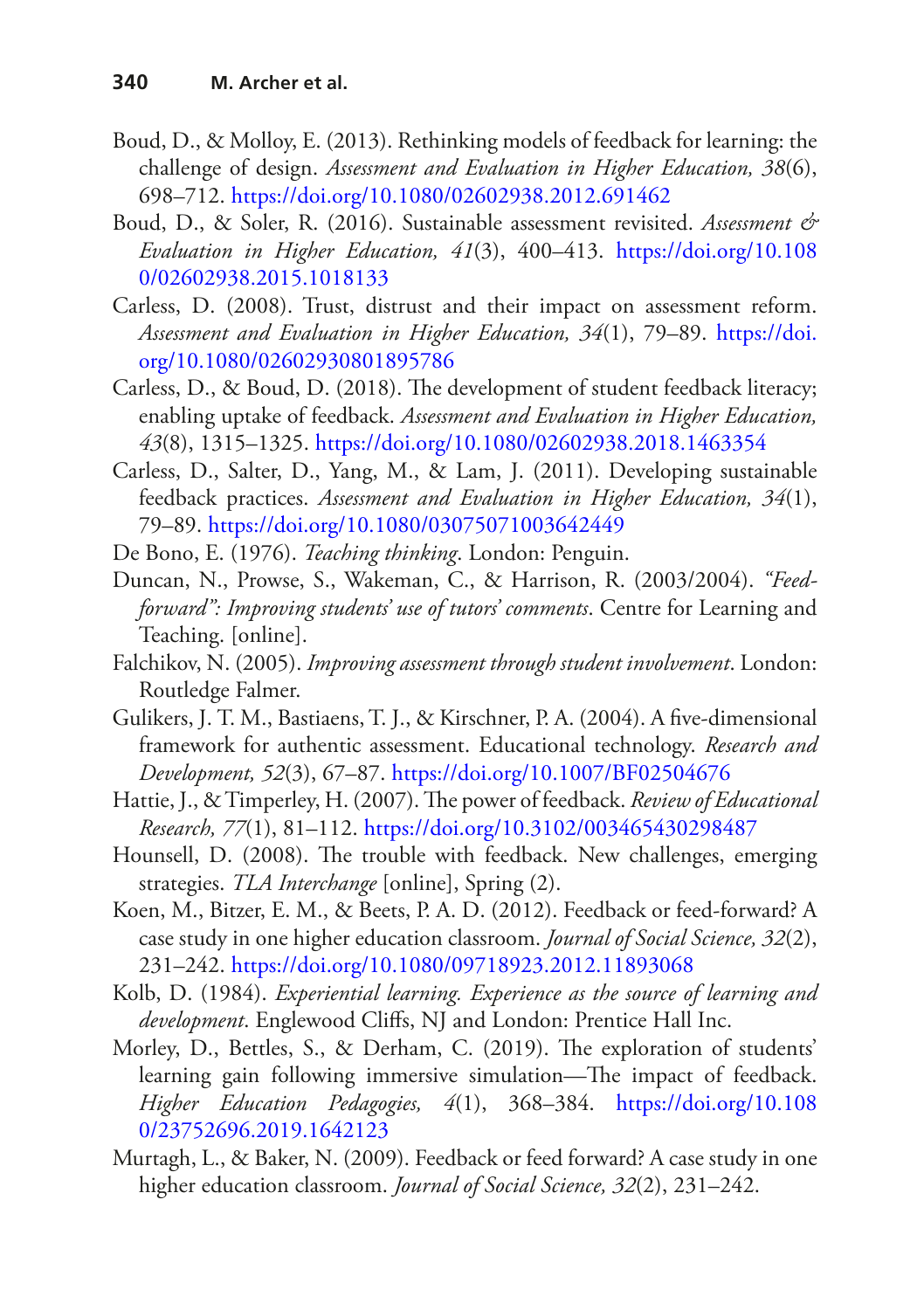Boud, D., & Molloy, E. (2013). Rethinking models of feedback for learning: the challenge of design. *Assessment and Evaluation in Higher Education, 38*(6), 698–712. https://doi.org/10.1080/02602938.2012.691462

Boud, D., & Soler, R. (2016). Sustainable assessment revisited. *Assessment & Evaluation in Higher Education, 41*(3), 400–413. https://doi.org/10.1080/02602938.2015.1018133

Carless, D. (2008). Trust, distrust and their impact on assessment reform. *Assessment and Evaluation in Higher Education, 34*(1), 79–89. https://doi.org/10.1080/02602930801895786

Carless, D., & Boud, D. (2018). The development of student feedback literacy; enabling uptake of feedback. *Assessment and Evaluation in Higher Education, 43*(8), 1315–1325. https://doi.org/10.1080/02602938.2018.1463354

Carless, D., Salter, D., Yang, M., & Lam, J. (2011). Developing sustainable feedback practices. *Assessment and Evaluation in Higher Education, 34*(1), 79–89. https://doi.org/10.1080/03075071003642449

De Bono, E. (1976). *Teaching thinking*. London: Penguin.

Duncan, N., Prowse, S., Wakeman, C., & Harrison, R. (2003/2004). *"Feed-forward": Improving students' use of tutors' comments*. Centre for Learning and Teaching. [online].

Falchikov, N. (2005). *Improving assessment through student involvement*. London: Routledge Falmer.

Gulikers, J. T. M., Bastiaens, T. J., & Kirschner, P. A. (2004). A five-dimensional framework for authentic assessment. Educational technology. *Research and Development, 52*(3), 67–87. https://doi.org/10.1007/BF02504676

Hattie, J., & Timperley, H. (2007). The power of feedback. *Review of Educational Research, 77*(1), 81–112. https://doi.org/10.3102/003465430298487

Hounsell, D. (2008). The trouble with feedback. New challenges, emerging strategies. *TLA Interchange* [online], Spring (2).

Koen, M., Bitzer, E. M., & Beets, P. A. D. (2012). Feedback or feed-forward? A case study in one higher education classroom. *Journal of Social Science, 32*(2), 231–242. https://doi.org/10.1080/09718923.2012.11893068

Kolb, D. (1984). *Experiential learning. Experience as the source of learning and development*. Englewood Cliffs, NJ and London: Prentice Hall Inc.

Morley, D., Bettles, S., & Derham, C. (2019). The exploration of students' learning gain following immersive simulation—The impact of feedback. *Higher Education Pedagogies, 4*(1), 368–384. https://doi.org/10.1080/23752696.2019.1642123

Murtagh, L., & Baker, N. (2009). Feedback or feed forward? A case study in one higher education classroom. *Journal of Social Science, 32*(2), 231–242.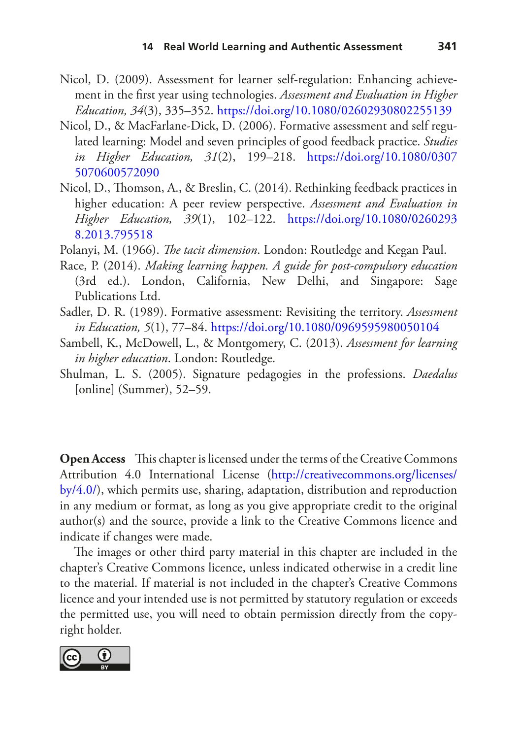Nicol, D. (2009). Assessment for learner self-regulation: Enhancing achievement in the first year using technologies. *Assessment and Evaluation in Higher Education, 34*(3), 335–352. https://doi.org/10.1080/02602930802255139

Nicol, D., & MacFarlane-Dick, D. (2006). Formative assessment and self regulated learning: Model and seven principles of good feedback practice. *Studies in Higher Education, 31*(2), 199–218. https://doi.org/10.1080/03075070600572090

Nicol, D., Thomson, A., & Breslin, C. (2014). Rethinking feedback practices in higher education: A peer review perspective. *Assessment and Evaluation in Higher Education, 39*(1), 102–122. https://doi.org/10.1080/02602938.2013.795518

Polanyi, M. (1966). *The tacit dimension*. London: Routledge and Kegan Paul.

Race, P. (2014). *Making learning happen. A guide for post-compulsory education* (3rd ed.). London, California, New Delhi, and Singapore: Sage Publications Ltd.

Sadler, D. R. (1989). Formative assessment: Revisiting the territory. *Assessment in Education, 5*(1), 77–84. https://doi.org/10.1080/0969595980050104

Sambell, K., McDowell, L., & Montgomery, C. (2013). *Assessment for learning in higher education*. London: Routledge.

Shulman, L. S. (2005). Signature pedagogies in the professions. *Daedalus* [online] (Summer), 52–59.

**Open Access** This chapter is licensed under the terms of the Creative Commons Attribution 4.0 International License (http://creativecommons.org/licenses/by/4.0/), which permits use, sharing, adaptation, distribution and reproduction in any medium or format, as long as you give appropriate credit to the original author(s) and the source, provide a link to the Creative Commons licence and indicate if changes were made.

The images or other third party material in this chapter are included in the chapter's Creative Commons licence, unless indicated otherwise in a credit line to the material. If material is not included in the chapter's Creative Commons licence and your intended use is not permitted by statutory regulation or exceeds the permitted use, you will need to obtain permission directly from the copyright holder.